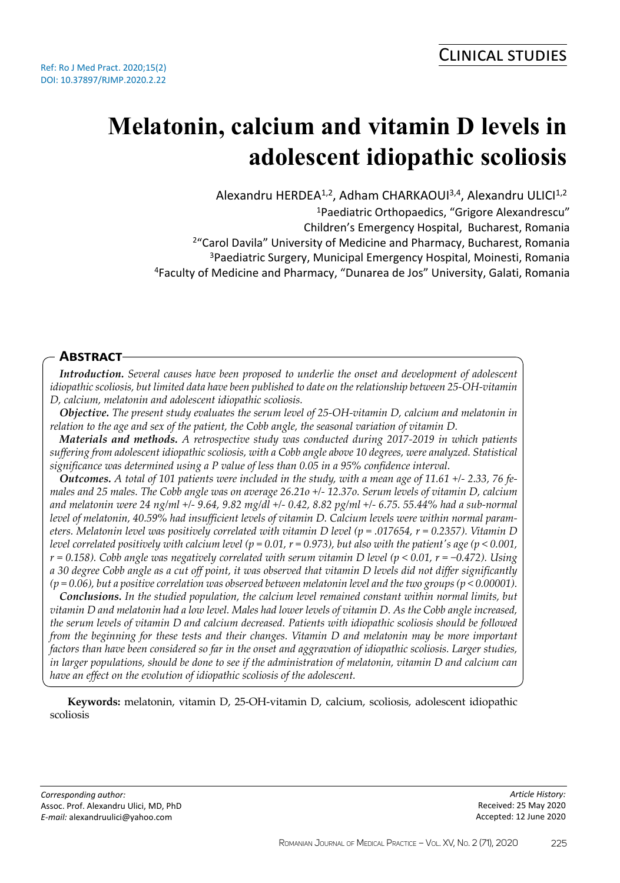Ref: Ro J Med Pract. 2020;15(2)
DOI: 10.37897/RJMP.2020.2.22

CLINICAL STUDIES

# Melatonin, calcium and vitamin D levels in adolescent idiopathic scoliosis

Alexandru HERDEA[1,2], Adham CHARKAOUI[3,4], Alexandru ULICI[1,2]

[1]Paediatric Orthopaedics, "Grigore Alexandrescu" Children's Emergency Hospital, Bucharest, Romania
[2]"Carol Davila" University of Medicine and Pharmacy, Bucharest, Romania
[3]Paediatric Surgery, Municipal Emergency Hospital, Moinesti, Romania
[4]Faculty of Medicine and Pharmacy, "Dunarea de Jos" University, Galati, Romania

## ABSTRACT

***Introduction.*** *Several causes have been proposed to underlie the onset and development of adolescent idiopathic scoliosis, but limited data have been published to date on the relationship between 25-OH-vitamin D, calcium, melatonin and adolescent idiopathic scoliosis.*

***Objective.*** *The present study evaluates the serum level of 25-OH-vitamin D, calcium and melatonin in relation to the age and sex of the patient, the Cobb angle, the seasonal variation of vitamin D.*

***Materials and methods.*** *A retrospective study was conducted during 2017-2019 in which patients suffering from adolescent idiopathic scoliosis, with a Cobb angle above 10 degrees, were analyzed. Statistical significance was determined using a P value of less than 0.05 in a 95% confidence interval.*

***Outcomes.*** *A total of 101 patients were included in the study, with a mean age of 11.61 +/- 2.33, 76 females and 25 males. The Cobb angle was on average 26.21o +/- 12.37o. Serum levels of vitamin D, calcium and melatonin were 24 ng/ml +/- 9.64, 9.82 mg/dl +/- 0.42, 8.82 pg/ml +/- 6.75. 55.44% had a sub-normal level of melatonin, 40.59% had insufficient levels of vitamin D. Calcium levels were within normal parameters. Melatonin level was positively correlated with vitamin D level ($p = .017654$, $r = 0.2357$). Vitamin D level correlated positively with calcium level ($p = 0.01$, $r = 0.973$), but also with the patient's age ($p < 0.001$, $r = 0.158$). Cobb angle was negatively correlated with serum vitamin D level ($p < 0.01$, $r = -0.472$). Using a 30 degree Cobb angle as a cut off point, it was observed that vitamin D levels did not differ significantly ($p = 0.06$), but a positive correlation was observed between melatonin level and the two groups ($p < 0.00001$).*

***Conclusions.*** *In the studied population, the calcium level remained constant within normal limits, but vitamin D and melatonin had a low level. Males had lower levels of vitamin D. As the Cobb angle increased, the serum levels of vitamin D and calcium decreased. Patients with idiopathic scoliosis should be followed from the beginning for these tests and their changes. Vitamin D and melatonin may be more important factors than have been considered so far in the onset and aggravation of idiopathic scoliosis. Larger studies, in larger populations, should be done to see if the administration of melatonin, vitamin D and calcium can have an effect on the evolution of idiopathic scoliosis of the adolescent.*

**Keywords:** melatonin, vitamin D, 25-OH-vitamin D, calcium, scoliosis, adolescent idiopathic scoliosis

*Corresponding author:*
Assoc. Prof. Alexandru Ulici, MD, PhD
*E-mail:* alexandruulici@yahoo.com

*Article History:*
Received: 25 May 2020
Accepted: 12 June 2020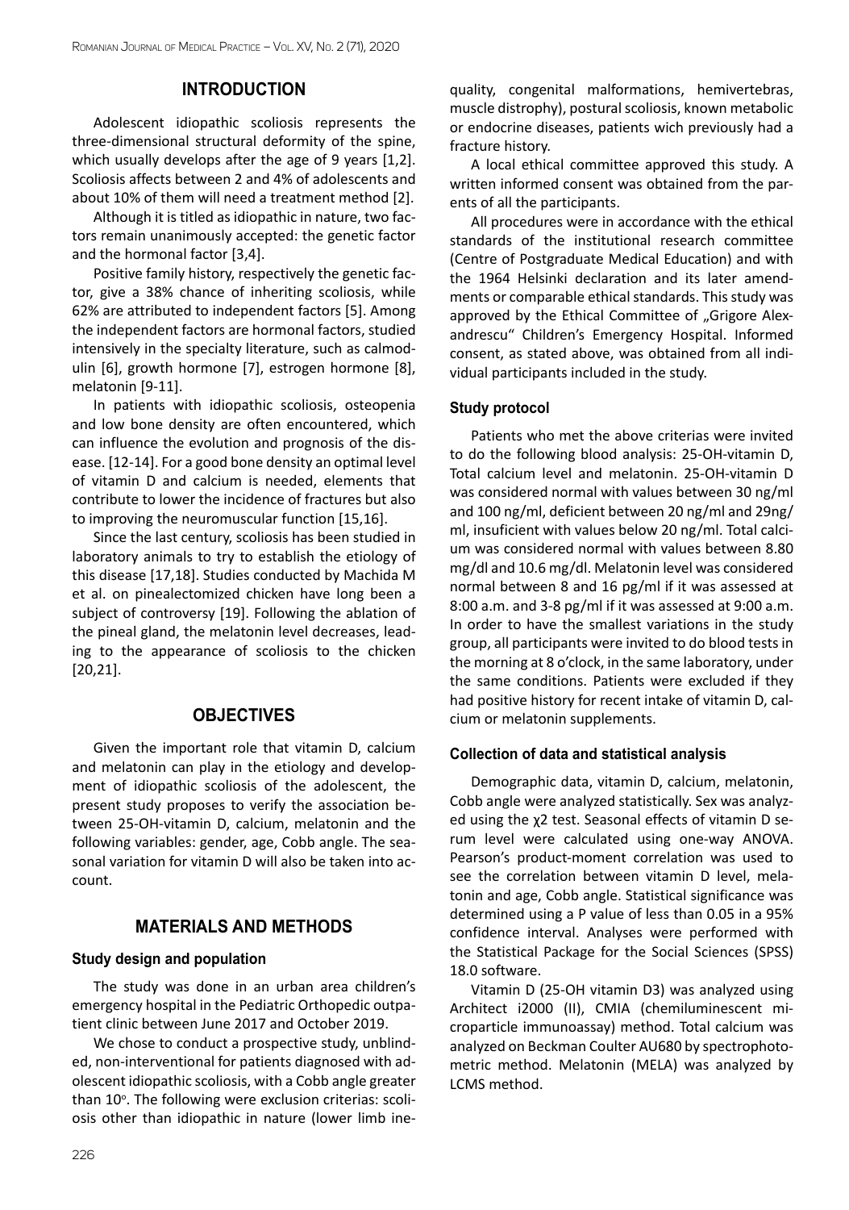## INTRODUCTION

Adolescent idiopathic scoliosis represents the three-dimensional structural deformity of the spine, which usually develops after the age of 9 years [1,2]. Scoliosis affects between 2 and 4% of adolescents and about 10% of them will need a treatment method [2].

Although it is titled as idiopathic in nature, two factors remain unanimously accepted: the genetic factor and the hormonal factor [3,4].

Positive family history, respectively the genetic factor, give a 38% chance of inheriting scoliosis, while 62% are attributed to independent factors [5]. Among the independent factors are hormonal factors, studied intensively in the specialty literature, such as calmodulin [6], growth hormone [7], estrogen hormone [8], melatonin [9-11].

In patients with idiopathic scoliosis, osteopenia and low bone density are often encountered, which can influence the evolution and prognosis of the disease. [12-14]. For a good bone density an optimal level of vitamin D and calcium is needed, elements that contribute to lower the incidence of fractures but also to improving the neuromuscular function [15,16].

Since the last century, scoliosis has been studied in laboratory animals to try to establish the etiology of this disease [17,18]. Studies conducted by Machida M et al. on pinealectomized chicken have long been a subject of controversy [19]. Following the ablation of the pineal gland, the melatonin level decreases, leading to the appearance of scoliosis to the chicken [20,21].

## OBJECTIVES

Given the important role that vitamin D, calcium and melatonin can play in the etiology and development of idiopathic scoliosis of the adolescent, the present study proposes to verify the association between 25-OH-vitamin D, calcium, melatonin and the following variables: gender, age, Cobb angle. The seasonal variation for vitamin D will also be taken into account.

## MATERIALS AND METHODS

### Study design and population

The study was done in an urban area children's emergency hospital in the Pediatric Orthopedic outpatient clinic between June 2017 and October 2019.

We chose to conduct a prospective study, unblinded, non-interventional for patients diagnosed with adolescent idiopathic scoliosis, with a Cobb angle greater than 10°. The following were exclusion criterias: scoliosis other than idiopathic in nature (lower limb inequality, congenital malformations, hemivertebras, muscle distrophy), postural scoliosis, known metabolic or endocrine diseases, patients wich previously had a fracture history.

A local ethical committee approved this study. A written informed consent was obtained from the parents of all the participants.

All procedures were in accordance with the ethical standards of the institutional research committee (Centre of Postgraduate Medical Education) and with the 1964 Helsinki declaration and its later amendments or comparable ethical standards. This study was approved by the Ethical Committee of „Grigore Alexandrescu" Children's Emergency Hospital. Informed consent, as stated above, was obtained from all individual participants included in the study.

### Study protocol

Patients who met the above criterias were invited to do the following blood analysis: 25-OH-vitamin D, Total calcium level and melatonin. 25-OH-vitamin D was considered normal with values between 30 ng/ml and 100 ng/ml, deficient between 20 ng/ml and 29ng/ml, insuficient with values below 20 ng/ml. Total calcium was considered normal with values between 8.80 mg/dl and 10.6 mg/dl. Melatonin level was considered normal between 8 and 16 pg/ml if it was assessed at 8:00 a.m. and 3-8 pg/ml if it was assessed at 9:00 a.m. In order to have the smallest variations in the study group, all participants were invited to do blood tests in the morning at 8 o'clock, in the same laboratory, under the same conditions. Patients were excluded if they had positive history for recent intake of vitamin D, calcium or melatonin supplements.

### Collection of data and statistical analysis

Demographic data, vitamin D, calcium, melatonin, Cobb angle were analyzed statistically. Sex was analyzed using the $\chi^2$ test. Seasonal effects of vitamin D serum level were calculated using one-way ANOVA. Pearson's product-moment correlation was used to see the correlation between vitamin D level, melatonin and age, Cobb angle. Statistical significance was determined using a P value of less than 0.05 in a 95% confidence interval. Analyses were performed with the Statistical Package for the Social Sciences (SPSS) 18.0 software.

Vitamin D (25-OH vitamin D3) was analyzed using Architect i2000 (II), CMIA (chemiluminescent microparticle immunoassay) method. Total calcium was analyzed on Beckman Coulter AU680 by spectrophotometric method. Melatonin (MELA) was analyzed by LCMS method.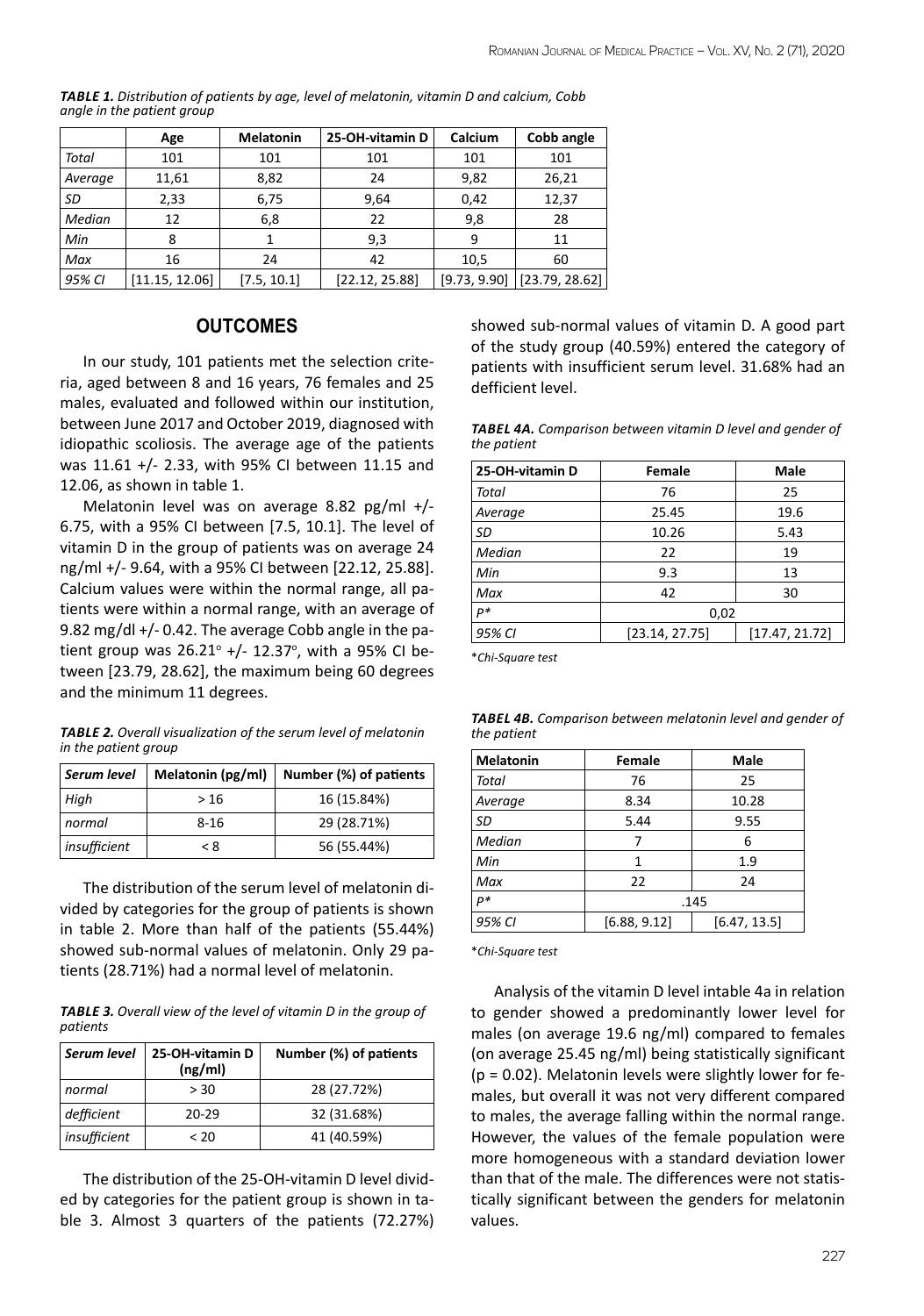***TABLE 1.*** *Distribution of patients by age, level of melatonin, vitamin D and calcium, Cobb angle in the patient group*

| | Age | Melatonin | 25-OH-vitamin D | Calcium | Cobb angle |
|---|---|---|---|---|---|
| *Total* | 101 | 101 | 101 | 101 | 101 |
| *Average* | 11,61 | 8,82 | 24 | 9,82 | 26,21 |
| *SD* | 2,33 | 6,75 | 9,64 | 0,42 | 12,37 |
| *Median* | 12 | 6,8 | 22 | 9,8 | 28 |
| *Min* | 8 | 1 | 9,3 | 9 | 11 |
| *Max* | 16 | 24 | 42 | 10,5 | 60 |
| *95% CI* | [11.15, 12.06] | [7.5, 10.1] | [22.12, 25.88] | [9.73, 9.90] | [23.79, 28.62] |

## OUTCOMES

In our study, 101 patients met the selection criteria, aged between 8 and 16 years, 76 females and 25 males, evaluated and followed within our institution, between June 2017 and October 2019, diagnosed with idiopathic scoliosis. The average age of the patients was 11.61 +/- 2.33, with 95% CI between 11.15 and 12.06, as shown in table 1.

Melatonin level was on average 8.82 pg/ml +/- 6.75, with a 95% CI between [7.5, 10.1]. The level of vitamin D in the group of patients was on average 24 ng/ml +/- 9.64, with a 95% CI between [22.12, 25.88]. Calcium values were within the normal range, all patients were within a normal range, with an average of 9.82 mg/dl +/- 0.42. The average Cobb angle in the patient group was 26.21° +/- 12.37°, with a 95% CI between [23.79, 28.62], the maximum being 60 degrees and the minimum 11 degrees.

***TABLE 2.*** *Overall visualization of the serum level of melatonin in the patient group*

| *Serum level* | Melatonin (pg/ml) | Number (%) of patients |
|---|---|---|
| *High* | > 16 | 16 (15.84%) |
| *normal* | 8-16 | 29 (28.71%) |
| *insufficient* | < 8 | 56 (55.44%) |

The distribution of the serum level of melatonin divided by categories for the group of patients is shown in table 2. More than half of the patients (55.44%) showed sub-normal values of melatonin. Only 29 patients (28.71%) had a normal level of melatonin.

***TABLE 3.*** *Overall view of the level of vitamin D in the group of patients*

| *Serum level* | 25-OH-vitamin D (ng/ml) | Number (%) of patients |
|---|---|---|
| *normal* | > 30 | 28 (27.72%) |
| *defficient* | 20-29 | 32 (31.68%) |
| *insufficient* | < 20 | 41 (40.59%) |

The distribution of the 25-OH-vitamin D level divided by categories for the patient group is shown in table 3. Almost 3 quarters of the patients (72.27%) showed sub-normal values of vitamin D. A good part of the study group (40.59%) entered the category of patients with insufficient serum level. 31.68% had an defficient level.

***TABEL 4A.*** *Comparison between vitamin D level and gender of the patient*

| 25-OH-vitamin D | Female | Male |
|---|---|---|
| *Total* | 76 | 25 |
| *Average* | 25.45 | 19.6 |
| *SD* | 10.26 | 5.43 |
| *Median* | 22 | 19 |
| *Min* | 9.3 | 13 |
| *Max* | 42 | 30 |
| *P** | 0,02 | |
| *95% CI* | [23.14, 27.75] | [17.47, 21.72] |

**Chi-Square test*

***TABEL 4B.*** *Comparison between melatonin level and gender of the patient*

| Melatonin | Female | Male |
|---|---|---|
| *Total* | 76 | 25 |
| *Average* | 8.34 | 10.28 |
| *SD* | 5.44 | 9.55 |
| *Median* | 7 | 6 |
| *Min* | 1 | 1.9 |
| *Max* | 22 | 24 |
| *P** | .145 | |
| *95% CI* | [6.88, 9.12] | [6.47, 13.5] |

**Chi-Square test*

Analysis of the vitamin D level intable 4a in relation to gender showed a predominantly lower level for males (on average 19.6 ng/ml) compared to females (on average 25.45 ng/ml) being statistically significant ($p = 0.02$). Melatonin levels were slightly lower for females, but overall it was not very different compared to males, the average falling within the normal range. However, the values of the female population were more homogeneous with a standard deviation lower than that of the male. The differences were not statistically significant between the genders for melatonin values.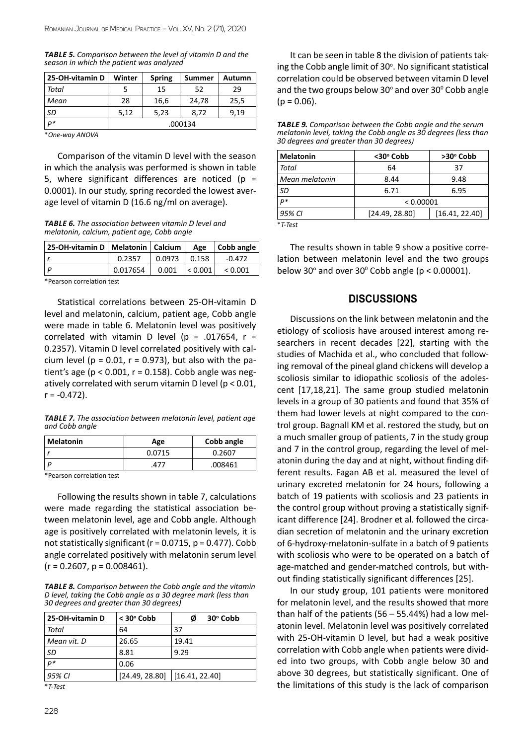**TABLE 5.** *Comparison between the level of vitamin D and the season in which the patient was analyzed*

| 25-OH-vitamin D | Winter | Spring | Summer | Autumn |
|---|---|---|---|---|
| *Total* | 5 | 15 | 52 | 29 |
| *Mean* | 28 | 16,6 | 24,78 | 25,5 |
| *SD* | 5,12 | 5,23 | 8,72 | 9,19 |
| *P** | .000134 | | | |

**One-way ANOVA*

Comparison of the vitamin D level with the season in which the analysis was performed is shown in table 5, where significant differences are noticed ($p = 0.0001$). In our study, spring recorded the lowest average level of vitamin D (16.6 ng/ml on average).

**TABLE 6.** *The association between vitamin D level and melatonin, calcium, patient age, Cobb angle*

| 25-OH-vitamin D | Melatonin | Calcium | Age | Cobb angle |
|---|---|---|---|---|
| *r* | 0.2357 | 0.0973 | 0.158 | -0.472 |
| *P* | 0.017654 | 0.001 | < 0.001 | < 0.001 |

*Pearson correlation test

Statistical correlations between 25-OH-vitamin D level and melatonin, calcium, patient age, Cobb angle were made in table 6. Melatonin level was positively correlated with vitamin D level ($p = .017654$, $r = 0.2357$). Vitamin D level correlated positively with calcium level ($p = 0.01$, $r = 0.973$), but also with the patient's age ($p < 0.001$, $r = 0.158$). Cobb angle was negatively correlated with serum vitamin D level ($p < 0.01$, $r = -0.472$).

**TABLE 7.** *The association between melatonin level, patient age and Cobb angle*

| Melatonin | Age | Cobb angle |
|---|---|---|
| *r* | 0.0715 | 0.2607 |
| *P* | .477 | .008461 |

*Pearson correlation test

Following the results shown in table 7, calculations were made regarding the statistical association between melatonin level, age and Cobb angle. Although age is positively correlated with melatonin levels, it is not statistically significant ($r = 0.0715$, $p = 0.477$). Cobb angle correlated positively with melatonin serum level ($r = 0.2607$, $p = 0.008461$).

**TABLE 8.** *Comparison between the Cobb angle and the vitamin D level, taking the Cobb angle as a 30 degree mark (less than 30 degrees and greater than 30 degrees)*

| 25-OH-vitamin D | < 30° Cobb | Ø 30° Cobb |
|---|---|---|
| *Total* | 64 | 37 |
| *Mean vit. D* | 26.65 | 19.41 |
| *SD* | 8.81 | 9.29 |
| *P** | 0.06 | |
| *95% CI* | [24.49, 28.80] | [16.41, 22.40] |

**T-Test*

It can be seen in table 8 the division of patients taking the Cobb angle limit of 30°. No significant statistical correlation could be observed between vitamin D level and the two groups below 30° and over 30° Cobb angle ($p = 0.06$).

**TABLE 9.** *Comparison between the Cobb angle and the serum melatonin level, taking the Cobb angle as 30 degrees (less than 30 degrees and greater than 30 degrees)*

| Melatonin | <30° Cobb | >30° Cobb |
|---|---|---|
| *Total* | 64 | 37 |
| *Mean melatonin* | 8.44 | 9.48 |
| *SD* | 6.71 | 6.95 |
| *P** | < 0.00001 | |
| *95% CI* | [24.49, 28.80] | [16.41, 22.40] |

**T-Test*

The results shown in table 9 show a positive correlation between melatonin level and the two groups below 30° and over 30° Cobb angle ($p < 0.00001$).

## DISCUSSIONS

Discussions on the link between melatonin and the etiology of scoliosis have aroused interest among researchers in recent decades [22], starting with the studies of Machida et al., who concluded that following removal of the pineal gland chickens will develop a scoliosis similar to idiopathic scoliosis of the adolescent [17,18,21]. The same group studied melatonin levels in a group of 30 patients and found that 35% of them had lower levels at night compared to the control group. Bagnall KM et al. restored the study, but on a much smaller group of patients, 7 in the study group and 7 in the control group, regarding the level of melatonin during the day and at night, without finding different results. Fagan AB et al. measured the level of urinary excreted melatonin for 24 hours, following a batch of 19 patients with scoliosis and 23 patients in the control group without proving a statistically significant difference [24]. Brodner et al. followed the circadian secretion of melatonin and the urinary excretion of 6-hydroxy-melatonin-sulfate in a batch of 9 patients with scoliosis who were to be operated on a batch of age-matched and gender-matched controls, but without finding statistically significant differences [25].

In our study group, 101 patients were monitored for melatonin level, and the results showed that more than half of the patients (56 – 55.44%) had a low melatonin level. Melatonin level was positively correlated with 25-OH-vitamin D level, but had a weak positive correlation with Cobb angle when patients were divided into two groups, with Cobb angle below 30 and above 30 degrees, but statistically significant. One of the limitations of this study is the lack of comparison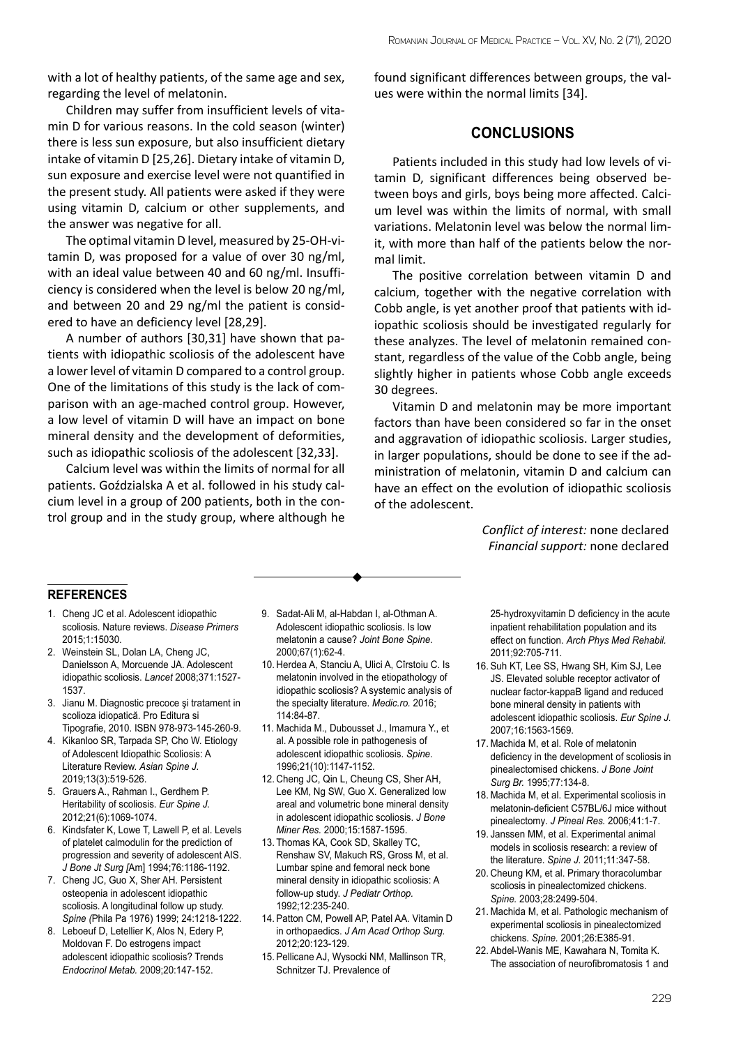with a lot of healthy patients, of the same age and sex, regarding the level of melatonin.

Children may suffer from insufficient levels of vitamin D for various reasons. In the cold season (winter) there is less sun exposure, but also insufficient dietary intake of vitamin D [25,26]. Dietary intake of vitamin D, sun exposure and exercise level were not quantified in the present study. All patients were asked if they were using vitamin D, calcium or other supplements, and the answer was negative for all.

The optimal vitamin D level, measured by 25-OH-vitamin D, was proposed for a value of over 30 ng/ml, with an ideal value between 40 and 60 ng/ml. Insufficiency is considered when the level is below 20 ng/ml, and between 20 and 29 ng/ml the patient is considered to have an deficiency level [28,29].

A number of authors [30,31] have shown that patients with idiopathic scoliosis of the adolescent have a lower level of vitamin D compared to a control group. One of the limitations of this study is the lack of comparison with an age-mached control group. However, a low level of vitamin D will have an impact on bone mineral density and the development of deformities, such as idiopathic scoliosis of the adolescent [32,33].

Calcium level was within the limits of normal for all patients. Goździalska A et al. followed in his study calcium level in a group of 200 patients, both in the control group and in the study group, where although he found significant differences between groups, the values were within the normal limits [34].

## CONCLUSIONS

Patients included in this study had low levels of vitamin D, significant differences being observed between boys and girls, boys being more affected. Calcium level was within the limits of normal, with small variations. Melatonin level was below the normal limit, with more than half of the patients below the normal limit.

The positive correlation between vitamin D and calcium, together with the negative correlation with Cobb angle, is yet another proof that patients with idiopathic scoliosis should be investigated regularly for these analyzes. The level of melatonin remained constant, regardless of the value of the Cobb angle, being slightly higher in patients whose Cobb angle exceeds 30 degrees.

Vitamin D and melatonin may be more important factors than have been considered so far in the onset and aggravation of idiopathic scoliosis. Larger studies, in larger populations, should be done to see if the administration of melatonin, vitamin D and calcium can have an effect on the evolution of idiopathic scoliosis of the adolescent.

*Conflict of interest:* none declared
*Financial support:* none declared

## REFERENCES

1. Cheng JC et al. Adolescent idiopathic scoliosis. Nature reviews. *Disease Primers* 2015;1:15030.
2. Weinstein SL, Dolan LA, Cheng JC, Danielsson A, Morcuende JA. Adolescent idiopathic scoliosis. *Lancet* 2008;371:1527-1537.
3. Jianu M. Diagnostic precoce şi tratament in scolioza idiopatică. Pro Editura si Tipografie, 2010. ISBN 978-973-145-260-9.
4. Kikanloo SR, Tarpada SP, Cho W. Etiology of Adolescent Idiopathic Scoliosis: A Literature Review. *Asian Spine J.* 2019;13(3):519-526.
5. Grauers A., Rahman I., Gerdhem P. Heritability of scoliosis. *Eur Spine J.* 2012;21(6):1069-1074.
6. Kindsfater K, Lowe T, Lawell P, et al. Levels of platelet calmodulin for the prediction of progression and severity of adolescent AIS. *J Bone Jt Surg [*Am] 1994;76:1186-1192.
7. Cheng JC, Guo X, Sher AH. Persistent osteopenia in adolescent idiopathic scoliosis. A longitudinal follow up study. *Spine (*Phila Pa 1976) 1999; 24:1218-1222.
8. Leboeuf D, Letellier K, Alos N, Edery P, Moldovan F. Do estrogens impact adolescent idiopathic scoliosis? Trends *Endocrinol Metab.* 2009;20:147-152.
9. Sadat-Ali M, al-Habdan I, al-Othman A. Adolescent idiopathic scoliosis. Is low melatonin a cause? *Joint Bone Spine.* 2000;67(1):62-4.
10. Herdea A, Stanciu A, Ulici A, Cîrstoiu C. Is melatonin involved in the etiopathology of idiopathic scoliosis? A systemic analysis of the specialty literature. *Medic.ro.* 2016; 114:84-87.
11. Machida M., Dubousset J., Imamura Y., et al. A possible role in pathogenesis of adolescent idiopathic scoliosis. *Spine.* 1996;21(10):1147-1152.
12. Cheng JC, Qin L, Cheung CS, Sher AH, Lee KM, Ng SW, Guo X. Generalized low areal and volumetric bone mineral density in adolescent idiopathic scoliosis. *J Bone Miner Res.* 2000;15:1587-1595.
13. Thomas KA, Cook SD, Skalley TC, Renshaw SV, Makuch RS, Gross M, et al. Lumbar spine and femoral neck bone mineral density in idiopathic scoliosis: A follow-up study. *J Pediatr Orthop.* 1992;12:235-240.
14. Patton CM, Powell AP, Patel AA. Vitamin D in orthopaedics. *J Am Acad Orthop Surg.* 2012;20:123-129.
15. Pellicane AJ, Wysocki NM, Mallinson TR, Schnitzer TJ. Prevalence of 25-hydroxyvitamin D deficiency in the acute inpatient rehabilitation population and its effect on function. *Arch Phys Med Rehabil.* 2011;92:705-711.
16. Suh KT, Lee SS, Hwang SH, Kim SJ, Lee JS. Elevated soluble receptor activator of nuclear factor-kappaB ligand and reduced bone mineral density in patients with adolescent idiopathic scoliosis. *Eur Spine J.* 2007;16:1563-1569.
17. Machida M, et al. Role of melatonin deficiency in the development of scoliosis in pinealectomised chickens. *J Bone Joint Surg Br.* 1995;77:134-8.
18. Machida M, et al. Experimental scoliosis in melatonin-deficient C57BL/6J mice without pinealectomy. *J Pineal Res.* 2006;41:1-7.
19. Janssen MM, et al. Experimental animal models in scoliosis research: a review of the literature. *Spine J.* 2011;11:347-58.
20. Cheung KM, et al. Primary thoracolumbar scoliosis in pinealectomized chickens. *Spine.* 2003;28:2499-504.
21. Machida M, et al. Pathologic mechanism of experimental scoliosis in pinealectomized chickens. *Spine.* 2001;26:E385-91.
22. Abdel-Wanis ME, Kawahara N, Tomita K. The association of neurofibromatosis 1 and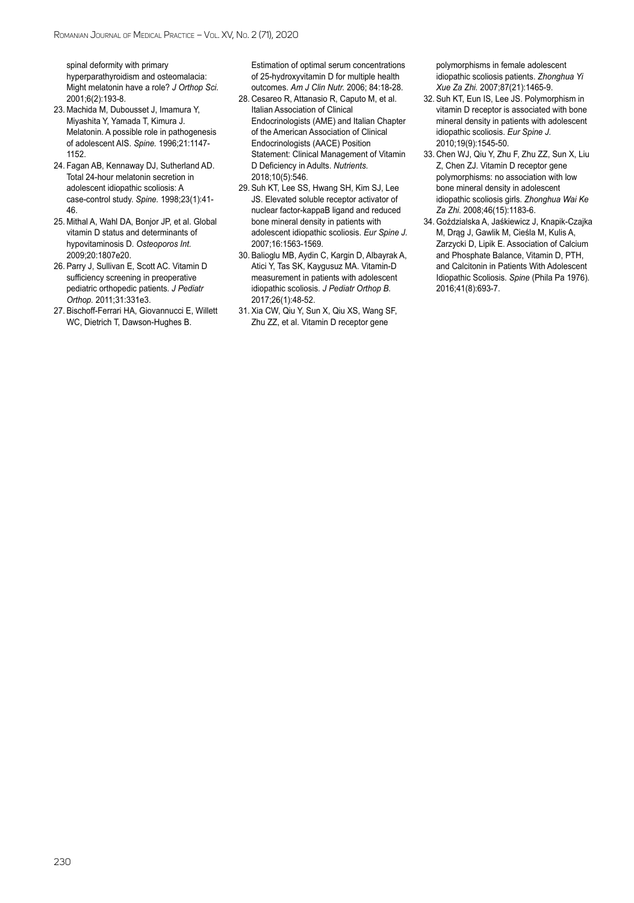spinal deformity with primary hyperparathyroidism and osteomalacia: Might melatonin have a role? *J Orthop Sci.* 2001;6(2):193-8.

23. Machida M, Dubousset J, Imamura Y, Miyashita Y, Yamada T, Kimura J. Melatonin. A possible role in pathogenesis of adolescent AIS. *Spine.* 1996;21:1147-1152.
24. Fagan AB, Kennaway DJ, Sutherland AD. Total 24-hour melatonin secretion in adolescent idiopathic scoliosis: A case-control study. *Spine.* 1998;23(1):41-46.
25. Mithal A, Wahl DA, Bonjor JP, et al. Global vitamin D status and determinants of hypovitaminosis D. *Osteoporos Int.* 2009;20:1807e20.
26. Parry J, Sullivan E, Scott AC. Vitamin D sufficiency screening in preoperative pediatric orthopedic patients. *J Pediatr Orthop.* 2011;31:331e3.
27. Bischoff-Ferrari HA, Giovannucci E, Willett WC, Dietrich T, Dawson-Hughes B. Estimation of optimal serum concentrations of 25-hydroxyvitamin D for multiple health outcomes. *Am J Clin Nutr.* 2006; 84:18-28.
28. Cesareo R, Attanasio R, Caputo M, et al. Italian Association of Clinical Endocrinologists (AME) and Italian Chapter of the American Association of Clinical Endocrinologists (AACE) Position Statement: Clinical Management of Vitamin D Deficiency in Adults. *Nutrients.* 2018;10(5):546.
29. Suh KT, Lee SS, Hwang SH, Kim SJ, Lee JS. Elevated soluble receptor activator of nuclear factor-kappaB ligand and reduced bone mineral density in patients with adolescent idiopathic scoliosis. *Eur Spine J.* 2007;16:1563-1569.
30. Balioglu MB, Aydin C, Kargin D, Albayrak A, Atici Y, Tas SK, Kaygusuz MA. Vitamin-D measurement in patients with adolescent idiopathic scoliosis. *J Pediatr Orthop B.* 2017;26(1):48-52.
31. Xia CW, Qiu Y, Sun X, Qiu XS, Wang SF, Zhu ZZ, et al. Vitamin D receptor gene polymorphisms in female adolescent idiopathic scoliosis patients. *Zhonghua Yi Xue Za Zhi.* 2007;87(21):1465-9.
32. Suh KT, Eun IS, Lee JS. Polymorphism in vitamin D receptor is associated with bone mineral density in patients with adolescent idiopathic scoliosis. *Eur Spine J.* 2010;19(9):1545-50.
33. Chen WJ, Qiu Y, Zhu F, Zhu ZZ, Sun X, Liu Z, Chen ZJ. Vitamin D receptor gene polymorphisms: no association with low bone mineral density in adolescent idiopathic scoliosis girls. *Zhonghua Wai Ke Za Zhi.* 2008;46(15):1183-6.
34. Goździalska A, Jaśkiewicz J, Knapik-Czajka M, Drąg J, Gawlik M, Cieśla M, Kulis A, Zarzycki D, Lipik E. Association of Calcium and Phosphate Balance, Vitamin D, PTH, and Calcitonin in Patients With Adolescent Idiopathic Scoliosis. *Spine* (Phila Pa 1976). 2016;41(8):693-7.